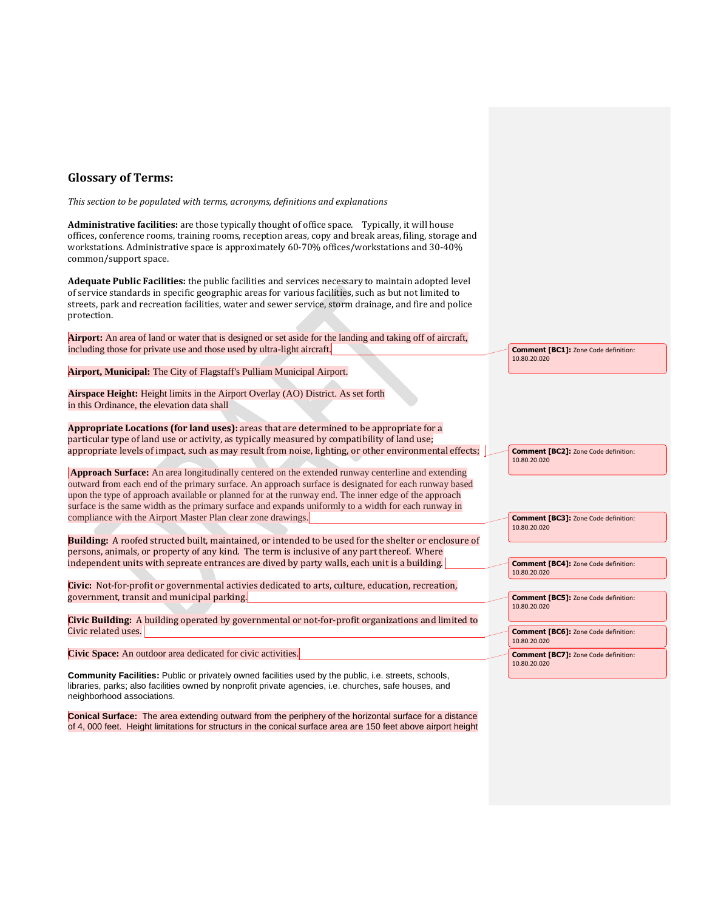## Glossary of Terms:

*This section to be populated with terms, acronyms, definitions and explanations*

**Administrative facilities:** are those typically thought of office space. Typically, it will house offices, conference rooms, training rooms, reception areas, copy and break areas, filing, storage and workstations. Administrative space is approximately 60-70% offices/workstations and 30-40% common/support space.

**Adequate Public Facilities:** the public facilities and services necessary to maintain adopted level of service standards in specific geographic areas for various facilities, such as but not limited to streets, park and recreation facilities, water and sewer service, storm drainage, and fire and police protection.

**Airport:** An area of land or water that is designed or set aside for the landing and taking off of aircraft, including those for private use and those used by ultra-light aircraft.

**Comment [BC1]:** Zone Code definition: 10.80.20.020

**Airport, Municipal:** The City of Flagstaff's Pulliam Municipal Airport.

**Airspace Height:** Height limits in the Airport Overlay (AO) District. As set forth in this Ordinance, the elevation data shall

**Appropriate Locations (for land uses):** areas that are determined to be appropriate for a particular type of land use or activity, as typically measured by compatibility of land use; appropriate levels of impact, such as may result from noise, lighting, or other environmental effects;

**Comment [BC2]:** Zone Code definition: 10.80.20.020

**Approach Surface:** An area longitudinally centered on the extended runway centerline and extending outward from each end of the primary surface. An approach surface is designated for each runway based upon the type of approach available or planned for at the runway end. The inner edge of the approach surface is the same width as the primary surface and expands uniformly to a width for each runway in compliance with the Airport Master Plan clear zone drawings.

**Comment [BC3]:** Zone Code definition: 10.80.20.020

**Building:** A roofed structed built, maintained, or intended to be used for the shelter or enclosure of persons, animals, or property of any kind. The term is inclusive of any part thereof. Where independent units with sepreate entrances are dived by party walls, each unit is a building.

**Comment [BC4]:** Zone Code definition: 10.80.20.020

**Civic:** Not-for-profit or governmental activies dedicated to arts, culture, education, recreation, government, transit and municipal parking.

**Comment [BC5]:** Zone Code definition: 10.80.20.020

**Civic Building:** A building operated by governmental or not-for-profit organizations and limited to Civic related uses.

**Comment [BC6]:** Zone Code definition: 10.80.20.020

**Civic Space:** An outdoor area dedicated for civic activities.

**Comment [BC7]:** Zone Code definition: 10.80.20.020

**Community Facilities:** Public or privately owned facilities used by the public, i.e. streets, schools, libraries, parks; also facilities owned by nonprofit private agencies, i.e. churches, safe houses, and neighborhood associations.

**Conical Surface:** The area extending outward from the periphery of the horizontal surface for a distance of 4, 000 feet. Height limitations for structurs in the conical surface area are 150 feet above airport height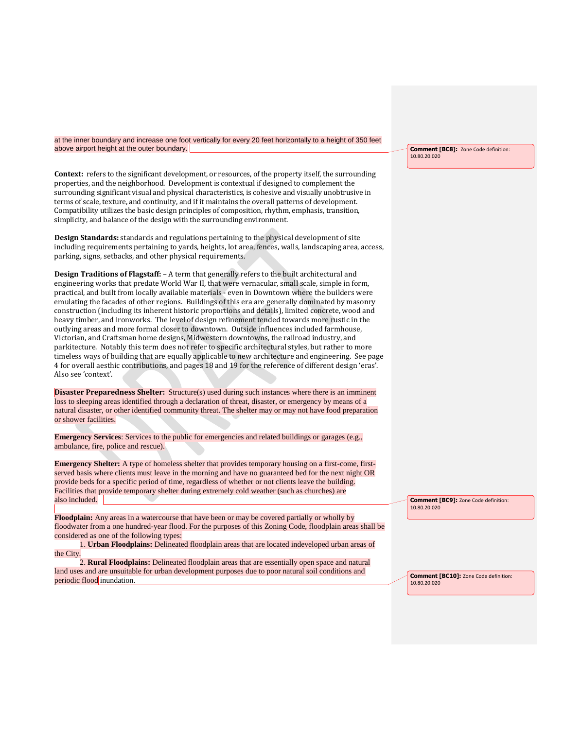at the inner boundary and increase one foot vertically for every 20 feet horizontally to a height of 350 feet above airport height at the outer boundary.

Comment [BC8]: Zone Code definition: 10.80.20.020

**Context:** refers to the significant development, or resources, of the property itself, the surrounding properties, and the neighborhood. Development is contextual if designed to complement the surrounding significant visual and physical characteristics, is cohesive and visually unobtrusive in terms of scale, texture, and continuity, and if it maintains the overall patterns of development. Compatibility utilizes the basic design principles of composition, rhythm, emphasis, transition, simplicity, and balance of the design with the surrounding environment.

**Design Standards:** standards and regulations pertaining to the physical development of site including requirements pertaining to yards, heights, lot area, fences, walls, landscaping area, access, parking, signs, setbacks, and other physical requirements.

**Design Traditions of Flagstaff:** – A term that generally refers to the built architectural and engineering works that predate World War II, that were vernacular, small scale, simple in form, practical, and built from locally available materials - even in Downtown where the builders were emulating the facades of other regions. Buildings of this era are generally dominated by masonry construction (including its inherent historic proportions and details), limited concrete, wood and heavy timber, and ironworks. The level of design refinement tended towards more rustic in the outlying areas and more formal closer to downtown. Outside influences included farmhouse, Victorian, and Craftsman home designs, Midwestern downtowns, the railroad industry, and parkitecture. Notably this term does not refer to specific architectural styles, but rather to more timeless ways of building that are equally applicable to new architecture and engineering. See page 4 for overall aesthic contributions, and pages 18 and 19 for the reference of different design 'eras'. Also see 'context'.

**Disaster Preparedness Shelter:** Structure(s) used during such instances where there is an imminent loss to sleeping areas identified through a declaration of threat, disaster, or emergency by means of a natural disaster, or other identified community threat. The shelter may or may not have food preparation or shower facilities.

**Emergency Services**: Services to the public for emergencies and related buildings or garages (e.g., ambulance, fire, police and rescue).

**Emergency Shelter:** A type of homeless shelter that provides temporary housing on a first-come, first-served basis where clients must leave in the morning and have no guaranteed bed for the next night OR provide beds for a specific period of time, regardless of whether or not clients leave the building. Facilities that provide temporary shelter during extremely cold weather (such as churches) are also included.

Comment [BC9]: Zone Code definition: 10.80.20.020

**Floodplain:** Any areas in a watercourse that have been or may be covered partially or wholly by floodwater from a one hundred-year flood. For the purposes of this Zoning Code, floodplain areas shall be considered as one of the following types:

1. **Urban Floodplains:** Delineated floodplain areas that are located indeveloped urban areas of the City.
2. **Rural Floodplains:** Delineated floodplain areas that are essentially open space and natural land uses and are unsuitable for urban development purposes due to poor natural soil conditions and periodic flood inundation.

Comment [BC10]: Zone Code definition: 10.80.20.020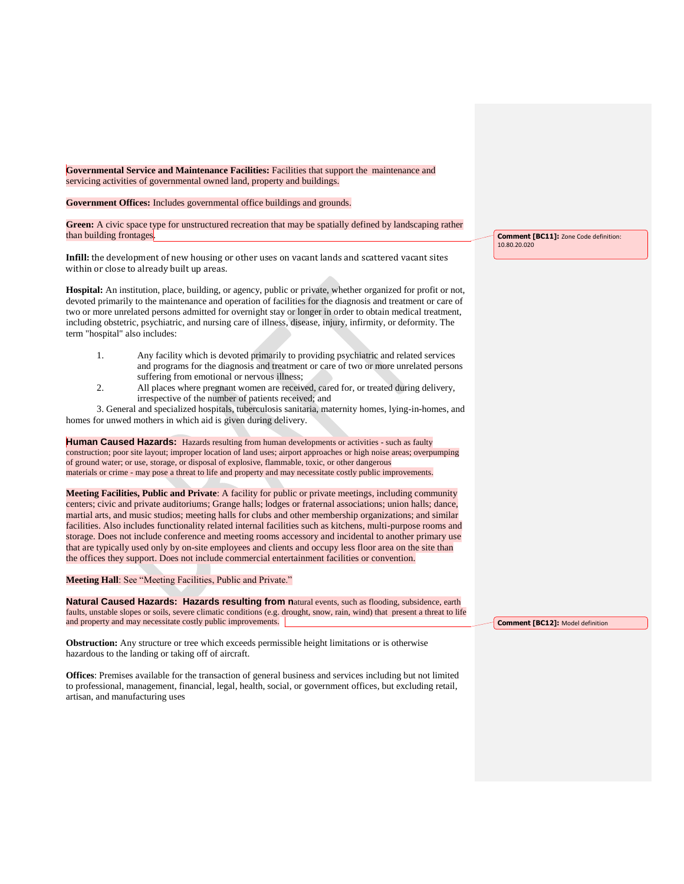**Governmental Service and Maintenance Facilities:** Facilities that support the maintenance and servicing activities of governmental owned land, property and buildings.

**Government Offices:** Includes governmental office buildings and grounds.

**Green:** A civic space type for unstructured recreation that may be spatially defined by landscaping rather than building frontages.

**Comment [BC11]:** Zone Code definition: 10.80.20.020

**Infill:** the development of new housing or other uses on vacant lands and scattered vacant sites within or close to already built up areas.

**Hospital:** An institution, place, building, or agency, public or private, whether organized for profit or not, devoted primarily to the maintenance and operation of facilities for the diagnosis and treatment or care of two or more unrelated persons admitted for overnight stay or longer in order to obtain medical treatment, including obstetric, psychiatric, and nursing care of illness, disease, injury, infirmity, or deformity. The term "hospital" also includes:

1. Any facility which is devoted primarily to providing psychiatric and related services and programs for the diagnosis and treatment or care of two or more unrelated persons suffering from emotional or nervous illness;
2. All places where pregnant women are received, cared for, or treated during delivery, irrespective of the number of patients received; and
3. General and specialized hospitals, tuberculosis sanitaria, maternity homes, lying-in-homes, and homes for unwed mothers in which aid is given during delivery.

**Human Caused Hazards:** Hazards resulting from human developments or activities - such as faulty construction; poor site layout; improper location of land uses; airport approaches or high noise areas; overpumping of ground water; or use, storage, or disposal of explosive, flammable, toxic, or other dangerous materials or crime - may pose a threat to life and property and may necessitate costly public improvements.

**Meeting Facilities, Public and Private**: A facility for public or private meetings, including community centers; civic and private auditoriums; Grange halls; lodges or fraternal associations; union halls; dance, martial arts, and music studios; meeting halls for clubs and other membership organizations; and similar facilities. Also includes functionality related internal facilities such as kitchens, multi-purpose rooms and storage. Does not include conference and meeting rooms accessory and incidental to another primary use that are typically used only by on-site employees and clients and occupy less floor area on the site than the offices they support. Does not include commercial entertainment facilities or convention.

**Meeting Hall**: See "Meeting Facilities, Public and Private."

**Natural Caused Hazards: Hazards resulting from n**atural events, such as flooding, subsidence, earth faults, unstable slopes or soils, severe climatic conditions (e.g. drought, snow, rain, wind) that present a threat to life and property and may necessitate costly public improvements.

**Comment [BC12]:** Model definition

**Obstruction:** Any structure or tree which exceeds permissible height limitations or is otherwise hazardous to the landing or taking off of aircraft.

**Offices**: Premises available for the transaction of general business and services including but not limited to professional, management, financial, legal, health, social, or government offices, but excluding retail, artisan, and manufacturing uses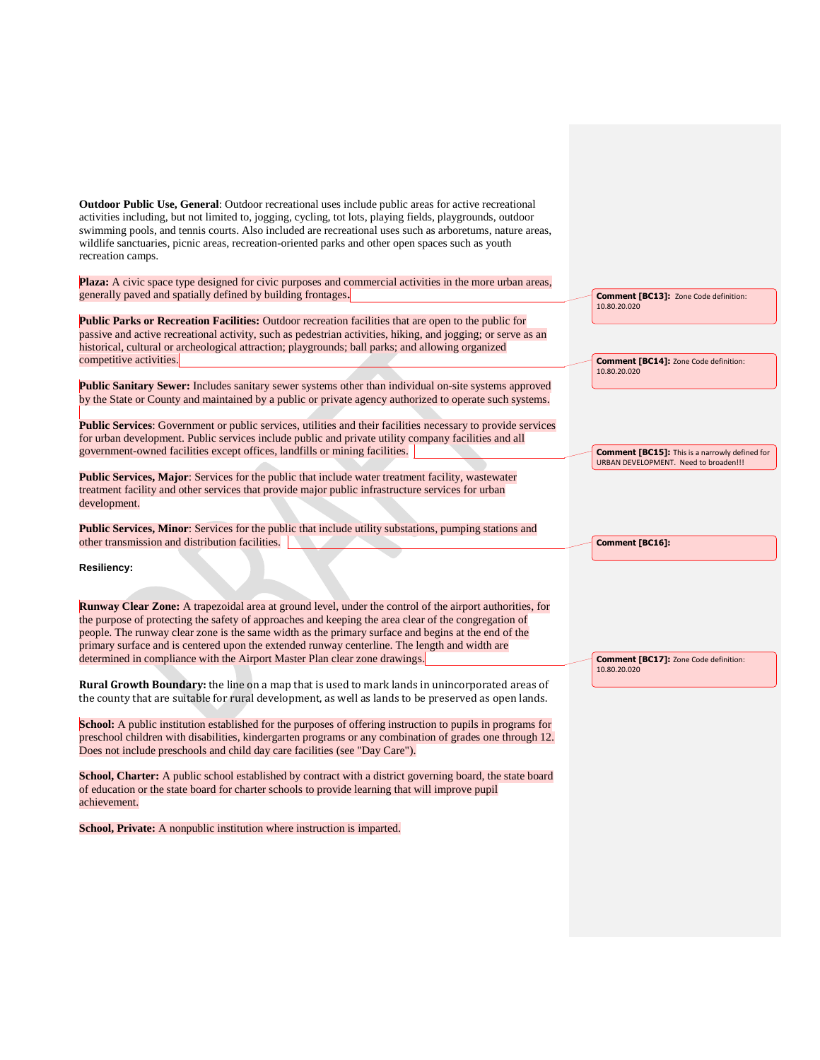**Outdoor Public Use, General**: Outdoor recreational uses include public areas for active recreational activities including, but not limited to, jogging, cycling, tot lots, playing fields, playgrounds, outdoor swimming pools, and tennis courts. Also included are recreational uses such as arboretums, nature areas, wildlife sanctuaries, picnic areas, recreation-oriented parks and other open spaces such as youth recreation camps.

**Plaza:** A civic space type designed for civic purposes and commercial activities in the more urban areas, generally paved and spatially defined by building frontages.

> **Comment [BC13]:** Zone Code definition: 10.80.20.020

**Public Parks or Recreation Facilities:** Outdoor recreation facilities that are open to the public for passive and active recreational activity, such as pedestrian activities, hiking, and jogging; or serve as an historical, cultural or archeological attraction; playgrounds; ball parks; and allowing organized competitive activities.

> **Comment [BC14]:** Zone Code definition: 10.80.20.020

**Public Sanitary Sewer:** Includes sanitary sewer systems other than individual on-site systems approved by the State or County and maintained by a public or private agency authorized to operate such systems.

**Public Services**: Government or public services, utilities and their facilities necessary to provide services for urban development. Public services include public and private utility company facilities and all government-owned facilities except offices, landfills or mining facilities.

> **Comment [BC15]:** This is a narrowly defined for URBAN DEVELOPMENT. Need to broaden!!!

**Public Services, Major**: Services for the public that include water treatment facility, wastewater treatment facility and other services that provide major public infrastructure services for urban development.

**Public Services, Minor**: Services for the public that include utility substations, pumping stations and other transmission and distribution facilities.

> **Comment [BC16]:**

**Resiliency:**

**Runway Clear Zone:** A trapezoidal area at ground level, under the control of the airport authorities, for the purpose of protecting the safety of approaches and keeping the area clear of the congregation of people. The runway clear zone is the same width as the primary surface and begins at the end of the primary surface and is centered upon the extended runway centerline. The length and width are determined in compliance with the Airport Master Plan clear zone drawings.

> **Comment [BC17]:** Zone Code definition: 10.80.20.020

**Rural Growth Boundary:** the line on a map that is used to mark lands in unincorporated areas of the county that are suitable for rural development, as well as lands to be preserved as open lands.

**School:** A public institution established for the purposes of offering instruction to pupils in programs for preschool children with disabilities, kindergarten programs or any combination of grades one through 12. Does not include preschools and child day care facilities (see "Day Care").

**School, Charter:** A public school established by contract with a district governing board, the state board of education or the state board for charter schools to provide learning that will improve pupil achievement.

**School, Private:** A nonpublic institution where instruction is imparted.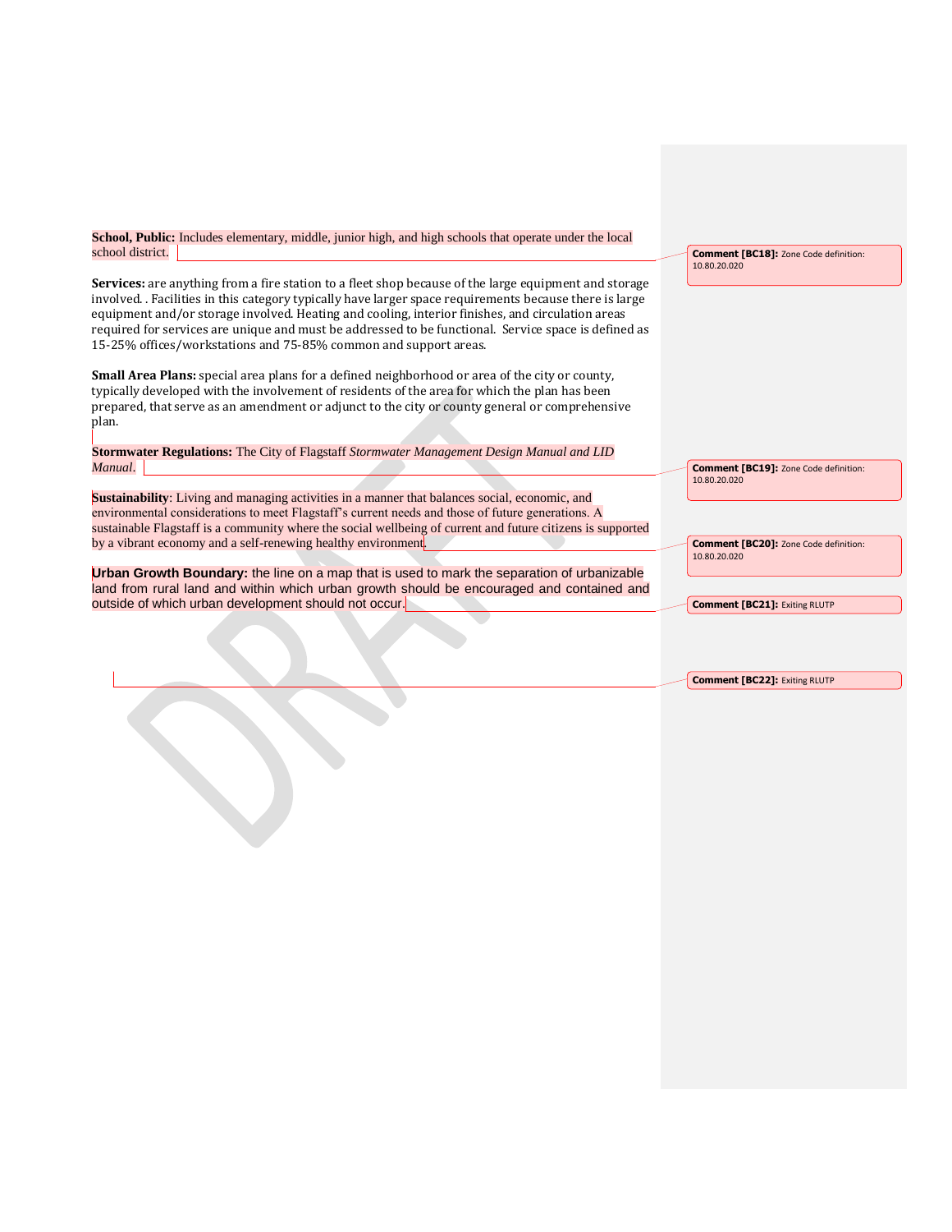**School, Public:** Includes elementary, middle, junior high, and high schools that operate under the local school district.

**Services:** are anything from a fire station to a fleet shop because of the large equipment and storage involved. . Facilities in this category typically have larger space requirements because there is large equipment and/or storage involved. Heating and cooling, interior finishes, and circulation areas required for services are unique and must be addressed to be functional. Service space is defined as 15-25% offices/workstations and 75-85% common and support areas.

**Small Area Plans:** special area plans for a defined neighborhood or area of the city or county, typically developed with the involvement of residents of the area for which the plan has been prepared, that serve as an amendment or adjunct to the city or county general or comprehensive plan.

**Stormwater Regulations:** The City of Flagstaff *Stormwater Management Design Manual and LID Manual*.

**Sustainability**: Living and managing activities in a manner that balances social, economic, and environmental considerations to meet Flagstaff's current needs and those of future generations. A sustainable Flagstaff is a community where the social wellbeing of current and future citizens is supported by a vibrant economy and a self-renewing healthy environment.

**Urban Growth Boundary:** the line on a map that is used to mark the separation of urbanizable land from rural land and within which urban growth should be encouraged and contained and outside of which urban development should not occur.

**Comment [BC18]:** Zone Code definition: 10.80.20.020

**Comment [BC19]:** Zone Code definition: 10.80.20.020

**Comment [BC20]:** Zone Code definition: 10.80.20.020

**Comment [BC21]:** Exiting RLUTP

**Comment [BC22]:** Exiting RLUTP